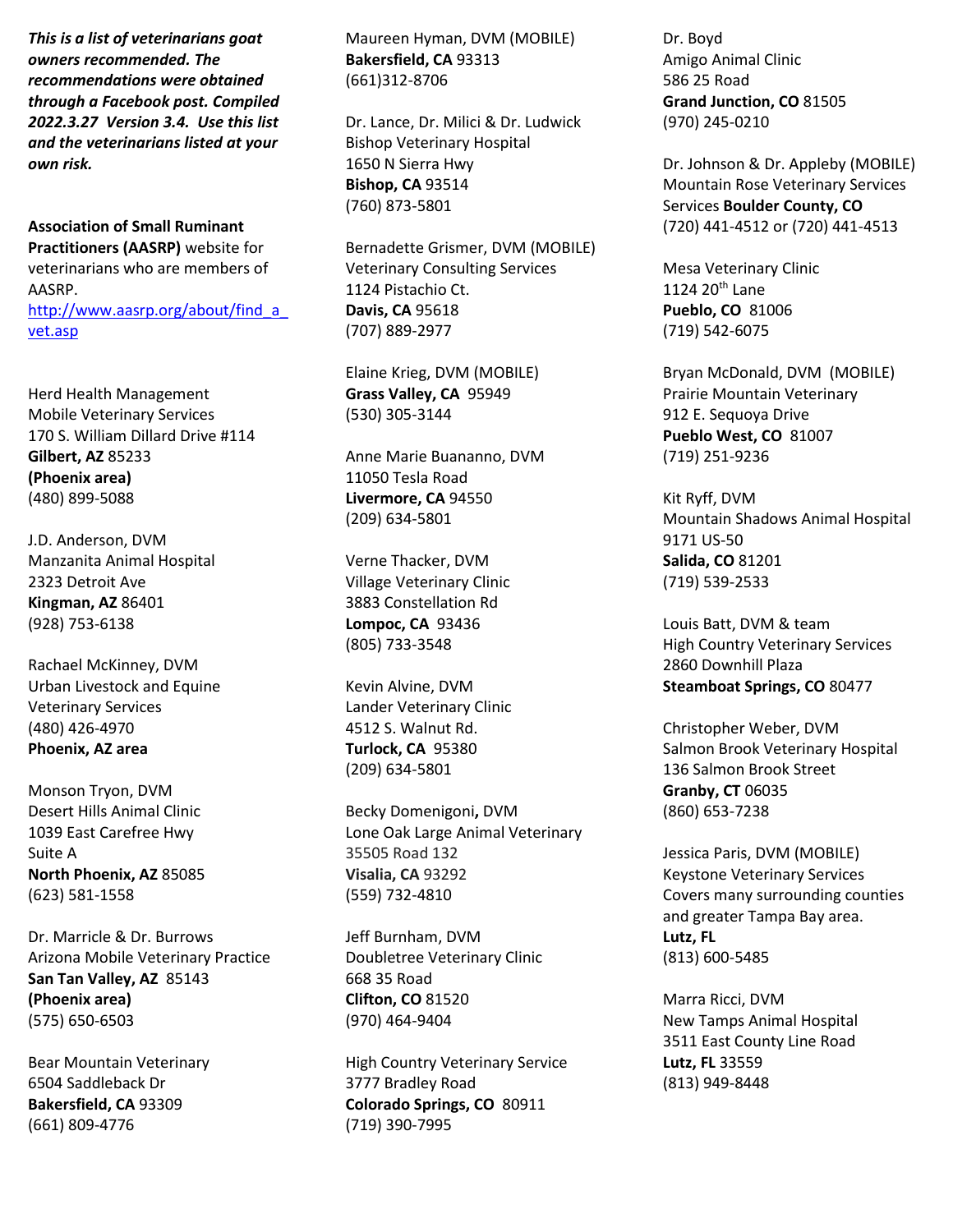***This is a list of veterinarians goat owners recommended. The recommendations were obtained through a Facebook post. Compiled 2022.3.27 Version 3.4. Use this list and the veterinarians listed at your own risk.***

**Association of Small Ruminant Practitioners (AASRP)** website for veterinarians who are members of AASRP.
[http://www.aasrp.org/about/find_a_vet.asp](http://www.aasrp.org/about/find_a_vet.asp)

Herd Health Management
Mobile Veterinary Services
170 S. William Dillard Drive #114
**Gilbert, AZ** 85233
**(Phoenix area)**
(480) 899-5088

J.D. Anderson, DVM
Manzanita Animal Hospital
2323 Detroit Ave
**Kingman, AZ** 86401
(928) 753-6138

Rachael McKinney, DVM
Urban Livestock and Equine Veterinary Services
(480) 426-4970
**Phoenix, AZ area**

Monson Tryon, DVM
Desert Hills Animal Clinic
1039 East Carefree Hwy
Suite A
**North Phoenix, AZ** 85085
(623) 581-1558

Dr. Marricle & Dr. Burrows
Arizona Mobile Veterinary Practice
**San Tan Valley, AZ** 85143
**(Phoenix area)**
(575) 650-6503

Bear Mountain Veterinary
6504 Saddleback Dr
**Bakersfield, CA** 93309
(661) 809-4776

Maureen Hyman, DVM (MOBILE)
**Bakersfield, CA** 93313
(661)312-8706

Dr. Lance, Dr. Milici & Dr. Ludwick
Bishop Veterinary Hospital
1650 N Sierra Hwy
**Bishop, CA** 93514
(760) 873-5801

Bernadette Grismer, DVM (MOBILE)
Veterinary Consulting Services
1124 Pistachio Ct.
**Davis, CA** 95618
(707) 889-2977

Elaine Krieg, DVM (MOBILE)
**Grass Valley, CA** 95949
(530) 305-3144

Anne Marie Buananno, DVM
11050 Tesla Road
**Livermore, CA** 94550
(209) 634-5801

Verne Thacker, DVM
Village Veterinary Clinic
3883 Constellation Rd
**Lompoc, CA** 93436
(805) 733-3548

Kevin Alvine, DVM
Lander Veterinary Clinic
4512 S. Walnut Rd.
**Turlock, CA** 95380
(209) 634-5801

Becky Domenigoni**,** DVM
Lone Oak Large Animal Veterinary
35505 Road 132
**Visalia, CA** 93292
(559) 732-4810

Jeff Burnham, DVM
Doubletree Veterinary Clinic
668 35 Road
**Clifton, CO** 81520
(970) 464-9404

High Country Veterinary Service
3777 Bradley Road
**Colorado Springs, CO** 80911
(719) 390-7995

Dr. Boyd
Amigo Animal Clinic
586 25 Road
**Grand Junction, CO** 81505
(970) 245-0210

Dr. Johnson & Dr. Appleby (MOBILE)
Mountain Rose Veterinary Services
Services **Boulder County, CO**
(720) 441-4512 or (720) 441-4513

Mesa Veterinary Clinic
1124 20th Lane
**Pueblo, CO** 81006
(719) 542-6075

Bryan McDonald, DVM (MOBILE)
Prairie Mountain Veterinary
912 E. Sequoya Drive
**Pueblo West, CO** 81007
(719) 251-9236

Kit Ryff, DVM
Mountain Shadows Animal Hospital
9171 US-50
**Salida, CO** 81201
(719) 539-2533

Louis Batt, DVM & team
High Country Veterinary Services
2860 Downhill Plaza
**Steamboat Springs, CO** 80477

Christopher Weber, DVM
Salmon Brook Veterinary Hospital
136 Salmon Brook Street
**Granby, CT** 06035
(860) 653-7238

Jessica Paris, DVM (MOBILE)
Keystone Veterinary Services
Covers many surrounding counties and greater Tampa Bay area.
**Lutz, FL**
(813) 600-5485

Marra Ricci, DVM
New Tamps Animal Hospital
3511 East County Line Road
**Lutz, FL** 33559
(813) 949-8448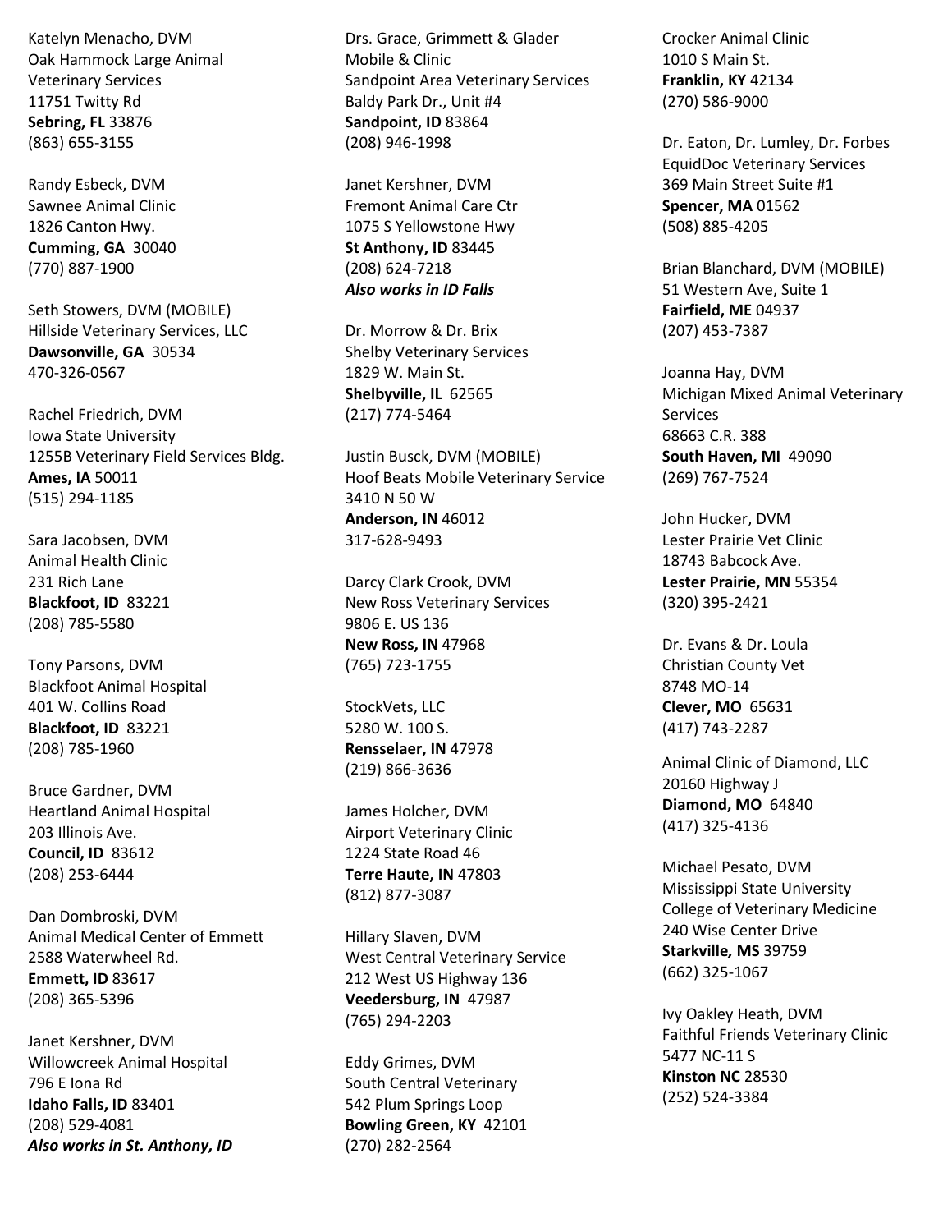Katelyn Menacho, DVM
Oak Hammock Large Animal Veterinary Services
11751 Twitty Rd
**Sebring, FL** 33876
(863) 655-3155

Randy Esbeck, DVM
Sawnee Animal Clinic
1826 Canton Hwy.
**Cumming, GA** 30040
(770) 887-1900

Seth Stowers, DVM (MOBILE)
Hillside Veterinary Services, LLC
**Dawsonville, GA** 30534
470-326-0567

Rachel Friedrich, DVM
Iowa State University
1255B Veterinary Field Services Bldg.
**Ames, IA** 50011
(515) 294-1185

Sara Jacobsen, DVM
Animal Health Clinic
231 Rich Lane
**Blackfoot, ID** 83221
(208) 785-5580

Tony Parsons, DVM
Blackfoot Animal Hospital
401 W. Collins Road
**Blackfoot, ID** 83221
(208) 785-1960

Bruce Gardner, DVM
Heartland Animal Hospital
203 Illinois Ave.
**Council, ID** 83612
(208) 253-6444

Dan Dombroski, DVM
Animal Medical Center of Emmett
2588 Waterwheel Rd.
**Emmett, ID** 83617
(208) 365-5396

Janet Kershner, DVM
Willowcreek Animal Hospital
796 E Iona Rd
**Idaho Falls, ID** 83401
(208) 529-4081
***Also works in St. Anthony, ID***

Drs. Grace, Grimmett & Glader
Mobile & Clinic
Sandpoint Area Veterinary Services
Baldy Park Dr., Unit #4
**Sandpoint, ID** 83864
(208) 946-1998

Janet Kershner, DVM
Fremont Animal Care Ctr
1075 S Yellowstone Hwy
**St Anthony, ID** 83445
(208) 624-7218
***Also works in ID Falls***

Dr. Morrow & Dr. Brix
Shelby Veterinary Services
1829 W. Main St.
**Shelbyville, IL** 62565
(217) 774-5464

Justin Busck, DVM (MOBILE)
Hoof Beats Mobile Veterinary Service
3410 N 50 W
**Anderson, IN** 46012
317-628-9493

Darcy Clark Crook, DVM
New Ross Veterinary Services
9806 E. US 136
**New Ross, IN** 47968
(765) 723-1755

StockVets, LLC
5280 W. 100 S.
**Rensselaer, IN** 47978
(219) 866-3636

James Holcher, DVM
Airport Veterinary Clinic
1224 State Road 46
**Terre Haute, IN** 47803
(812) 877-3087

Hillary Slaven, DVM
West Central Veterinary Service
212 West US Highway 136
**Veedersburg, IN** 47987
(765) 294-2203

Eddy Grimes, DVM
South Central Veterinary
542 Plum Springs Loop
**Bowling Green, KY** 42101
(270) 282-2564

Crocker Animal Clinic
1010 S Main St.
**Franklin, KY** 42134
(270) 586-9000

Dr. Eaton, Dr. Lumley, Dr. Forbes
EquidDoc Veterinary Services
369 Main Street Suite #1
**Spencer, MA** 01562
(508) 885-4205

Brian Blanchard, DVM (MOBILE)
51 Western Ave, Suite 1
**Fairfield, ME** 04937
(207) 453-7387

Joanna Hay, DVM
Michigan Mixed Animal Veterinary Services
68663 C.R. 388
**South Haven, MI** 49090
(269) 767-7524

John Hucker, DVM
Lester Prairie Vet Clinic
18743 Babcock Ave.
**Lester Prairie, MN** 55354
(320) 395-2421

Dr. Evans & Dr. Loula
Christian County Vet
8748 MO-14
**Clever, MO** 65631
(417) 743-2287

Animal Clinic of Diamond, LLC
20160 Highway J
**Diamond, MO** 64840
(417) 325-4136

Michael Pesato, DVM
Mississippi State University
College of Veterinary Medicine
240 Wise Center Drive
**Starkville, MS** 39759
(662) 325-1067

Ivy Oakley Heath, DVM
Faithful Friends Veterinary Clinic
5477 NC-11 S
**Kinston NC** 28530
(252) 524-3384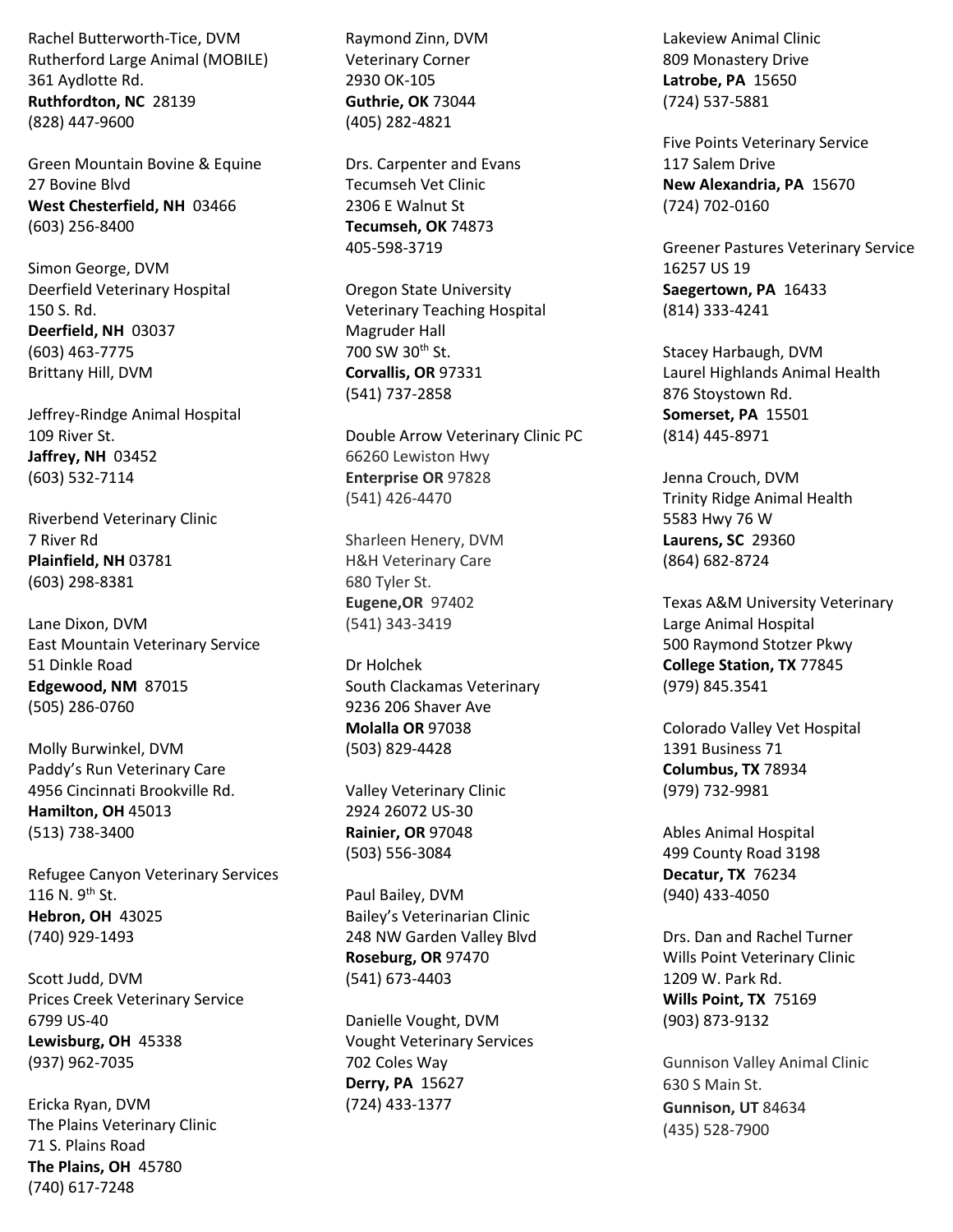Rachel Butterworth-Tice, DVM
Rutherford Large Animal (MOBILE)
361 Aydlotte Rd.
**Ruthfordton, NC** 28139
(828) 447-9600

Green Mountain Bovine & Equine
27 Bovine Blvd
**West Chesterfield, NH** 03466
(603) 256-8400

Simon George, DVM
Deerfield Veterinary Hospital
150 S. Rd.
**Deerfield, NH** 03037
(603) 463-7775
Brittany Hill, DVM

Jeffrey-Rindge Animal Hospital
109 River St.
**Jaffrey, NH** 03452
(603) 532-7114

Riverbend Veterinary Clinic
7 River Rd
**Plainfield, NH** 03781
(603) 298-8381

Lane Dixon, DVM
East Mountain Veterinary Service
51 Dinkle Road
**Edgewood, NM** 87015
(505) 286-0760

Molly Burwinkel, DVM
Paddy's Run Veterinary Care
4956 Cincinnati Brookville Rd.
**Hamilton, OH** 45013
(513) 738-3400

Refugee Canyon Veterinary Services
116 N. 9th St.
**Hebron, OH** 43025
(740) 929-1493

Scott Judd, DVM
Prices Creek Veterinary Service
6799 US-40
**Lewisburg, OH** 45338
(937) 962-7035

Ericka Ryan, DVM
The Plains Veterinary Clinic
71 S. Plains Road
**The Plains, OH** 45780
(740) 617-7248

Raymond Zinn, DVM
Veterinary Corner
2930 OK-105
**Guthrie, OK** 73044
(405) 282-4821

Drs. Carpenter and Evans
Tecumseh Vet Clinic
2306 E Walnut St
**Tecumseh, OK** 74873
405-598-3719

Oregon State University
Veterinary Teaching Hospital
Magruder Hall
700 SW 30th St.
**Corvallis, OR** 97331
(541) 737-2858

Double Arrow Veterinary Clinic PC
66260 Lewiston Hwy
**Enterprise OR** 97828
(541) 426-4470

Sharleen Henery, DVM
H&H Veterinary Care
680 Tyler St.
**Eugene,OR** 97402
(541) 343-3419

Dr Holchek
South Clackamas Veterinary
9236 206 Shaver Ave
**Molalla OR** 97038
(503) 829-4428

Valley Veterinary Clinic
2924 26072 US-30
**Rainier, OR** 97048
(503) 556-3084

Paul Bailey, DVM
Bailey's Veterinarian Clinic
248 NW Garden Valley Blvd
**Roseburg, OR** 97470
(541) 673-4403

Danielle Vought, DVM
Vought Veterinary Services
702 Coles Way
**Derry, PA** 15627
(724) 433-1377

Lakeview Animal Clinic
809 Monastery Drive
**Latrobe, PA** 15650
(724) 537-5881

Five Points Veterinary Service
117 Salem Drive
**New Alexandria, PA** 15670
(724) 702-0160

Greener Pastures Veterinary Service
16257 US 19
**Saegertown, PA** 16433
(814) 333-4241

Stacey Harbaugh, DVM
Laurel Highlands Animal Health
876 Stoystown Rd.
**Somerset, PA** 15501
(814) 445-8971

Jenna Crouch, DVM
Trinity Ridge Animal Health
5583 Hwy 76 W
**Laurens, SC** 29360
(864) 682-8724

Texas A&M University Veterinary
Large Animal Hospital
500 Raymond Stotzer Pkwy
**College Station, TX** 77845
(979) 845.3541

Colorado Valley Vet Hospital
1391 Business 71
**Columbus, TX** 78934
(979) 732-9981

Ables Animal Hospital
499 County Road 3198
**Decatur, TX** 76234
(940) 433-4050

Drs. Dan and Rachel Turner
Wills Point Veterinary Clinic
1209 W. Park Rd.
**Wills Point, TX** 75169
(903) 873-9132

Gunnison Valley Animal Clinic
630 S Main St.
**Gunnison, UT** 84634
(435) 528-7900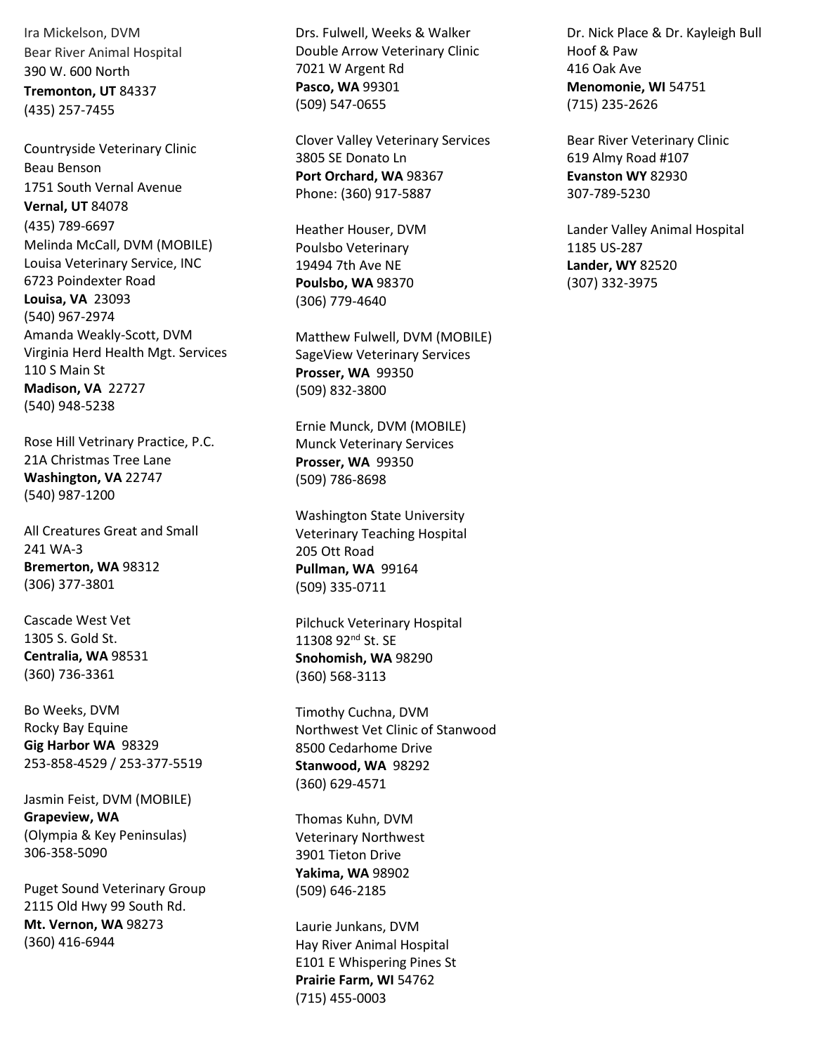Ira Mickelson, DVM
Bear River Animal Hospital
390 W. 600 North
**Tremonton, UT** 84337
(435) 257-7455

Countryside Veterinary Clinic
Beau Benson
1751 South Vernal Avenue
**Vernal, UT** 84078
(435) 789-6697
Melinda McCall, DVM (MOBILE)
Louisa Veterinary Service, INC
6723 Poindexter Road
**Louisa, VA** 23093
(540) 967-2974
Amanda Weakly-Scott, DVM
Virginia Herd Health Mgt. Services
110 S Main St
**Madison, VA** 22727
(540) 948-5238

Rose Hill Vetrinary Practice, P.C.
21A Christmas Tree Lane
**Washington, VA** 22747
(540) 987-1200

All Creatures Great and Small
241 WA-3
**Bremerton, WA** 98312
(306) 377-3801

Cascade West Vet
1305 S. Gold St.
**Centralia, WA** 98531
(360) 736-3361

Bo Weeks, DVM
Rocky Bay Equine
**Gig Harbor WA** 98329
253-858-4529 / 253-377-5519

Jasmin Feist, DVM (MOBILE)
**Grapeview, WA**
(Olympia & Key Peninsulas)
306-358-5090

Puget Sound Veterinary Group
2115 Old Hwy 99 South Rd.
**Mt. Vernon, WA** 98273
(360) 416-6944

Drs. Fulwell, Weeks & Walker
Double Arrow Veterinary Clinic
7021 W Argent Rd
**Pasco, WA** 99301
(509) 547-0655

Clover Valley Veterinary Services
3805 SE Donato Ln
**Port Orchard, WA** 98367
Phone: (360) 917-5887

Heather Houser, DVM
Poulsbo Veterinary
19494 7th Ave NE
**Poulsbo, WA** 98370
(306) 779-4640

Matthew Fulwell, DVM (MOBILE)
SageView Veterinary Services
**Prosser, WA** 99350
(509) 832-3800

Ernie Munck, DVM (MOBILE)
Munck Veterinary Services
**Prosser, WA** 99350
(509) 786-8698

Washington State University
Veterinary Teaching Hospital
205 Ott Road
**Pullman, WA** 99164
(509) 335-0711

Pilchuck Veterinary Hospital
11308 92nd St. SE
**Snohomish, WA** 98290
(360) 568-3113

Timothy Cuchna, DVM
Northwest Vet Clinic of Stanwood
8500 Cedarhome Drive
**Stanwood, WA** 98292
(360) 629-4571

Thomas Kuhn, DVM
Veterinary Northwest
3901 Tieton Drive
**Yakima, WA** 98902
(509) 646-2185

Laurie Junkans, DVM
Hay River Animal Hospital
E101 E Whispering Pines St
**Prairie Farm, WI** 54762
(715) 455-0003

Dr. Nick Place & Dr. Kayleigh Bull
Hoof & Paw
416 Oak Ave
**Menomonie, WI** 54751
(715) 235-2626

Bear River Veterinary Clinic
619 Almy Road #107
**Evanston WY** 82930
307-789-5230

Lander Valley Animal Hospital
1185 US-287
**Lander, WY** 82520
(307) 332-3975